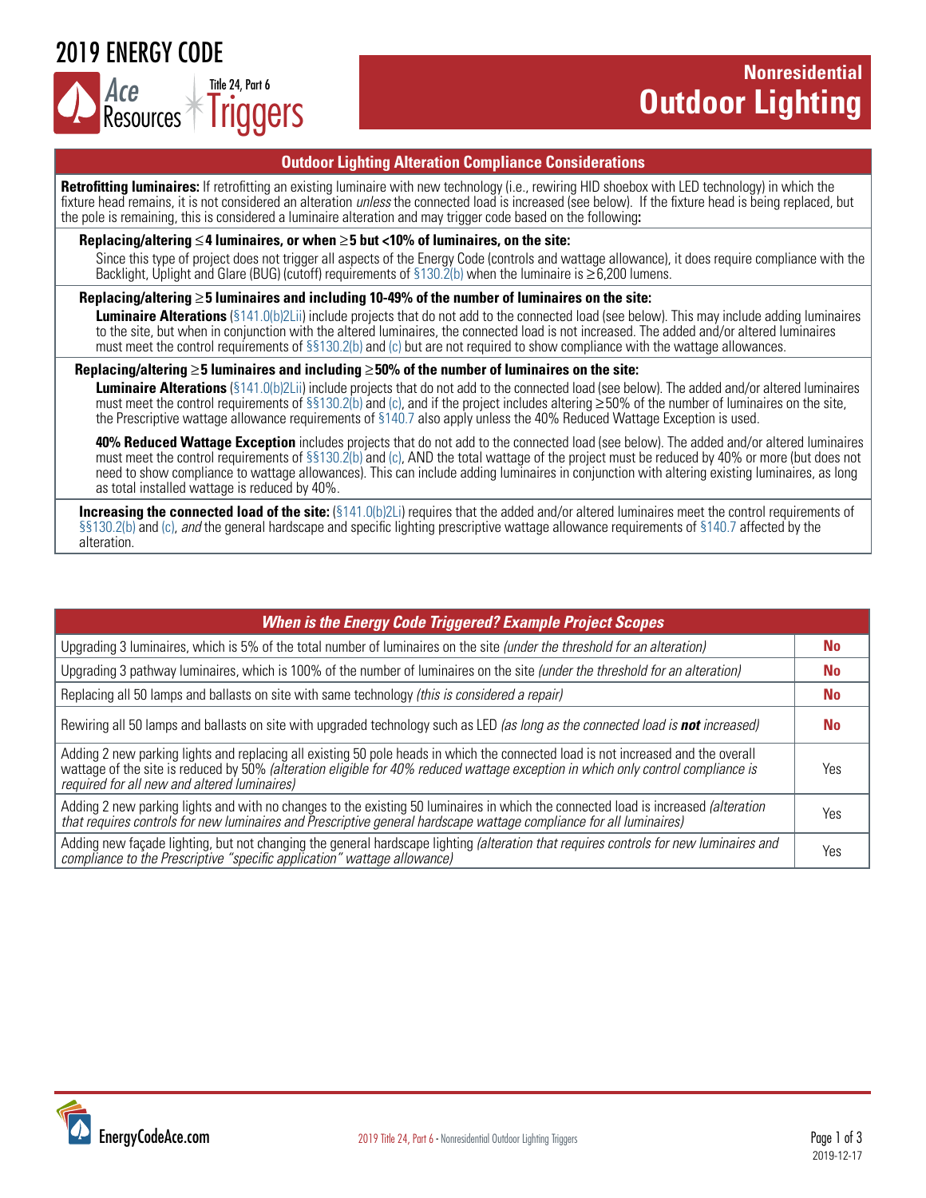# 2019 ENERGY CODE

Ace Resources — Title 24, Part 6 Triggers

## Nonresidential Outdoor Lighting

### Outdoor Lighting Alteration Compliance Considerations

**Retrofitting luminaires:** If retrofitting an existing luminaire with new technology (i.e., rewiring HID shoebox with LED technology) in which the fixture head remains, it is not considered an alteration *unless* the connected load is increased (see below). If the fixture head is being replaced, but the pole is remaining, this is considered a luminaire alteration and may trigger code based on the following**:**

**Replacing/altering ≤4 luminaires, or when ≥5 but <10% of luminaires, on the site:**

Since this type of project does not trigger all aspects of the Energy Code (controls and wattage allowance), it does require compliance with the Backlight, Uplight and Glare (BUG) (cutoff) requirements of §130.2(b) when the luminaire is ≥6,200 lumens.

**Replacing/altering ≥5 luminaires and including 10-49% of the number of luminaires on the site:**

**Luminaire Alterations** (§141.0(b)2Lii) include projects that do not add to the connected load (see below). This may include adding luminaires to the site, but when in conjunction with the altered luminaires, the connected load is not increased. The added and/or altered luminaires must meet the control requirements of §§130.2(b) and (c) but are not required to show compliance with the wattage allowances.

**Replacing/altering ≥5 luminaires and including ≥50% of the number of luminaires on the site:**

**Luminaire Alterations** (§141.0(b)2Lii) include projects that do not add to the connected load (see below). The added and/or altered luminaires must meet the control requirements of §§130.2(b) and (c), and if the project includes altering ≥50% of the number of luminaires on the site, the Prescriptive wattage allowance requirements of §140.7 also apply unless the 40% Reduced Wattage Exception is used.

**40% Reduced Wattage Exception** includes projects that do not add to the connected load (see below). The added and/or altered luminaires must meet the control requirements of §§130.2(b) and (c), AND the total wattage of the project must be reduced by 40% or more (but does not need to show compliance to wattage allowances). This can include adding luminaires in conjunction with altering existing luminaires, as long as total installed wattage is reduced by 40%.

**Increasing the connected load of the site:** (§141.0(b)2Li) requires that the added and/or altered luminaires meet the control requirements of §§130.2(b) and (c), *and* the general hardscape and specific lighting prescriptive wattage allowance requirements of §140.7 affected by the alteration.

| ***When is the Energy Code Triggered? Example Project Scopes*** | |
|---|---|
| Upgrading 3 luminaires, which is 5% of the total number of luminaires on the site *(under the threshold for an alteration)* | **No** |
| Upgrading 3 pathway luminaires, which is 100% of the number of luminaires on the site *(under the threshold for an alteration)* | **No** |
| Replacing all 50 lamps and ballasts on site with same technology *(this is considered a repair)* | **No** |
| Rewiring all 50 lamps and ballasts on site with upgraded technology such as LED *(as long as the connected load is* ***not*** *increased)* | **No** |
| Adding 2 new parking lights and replacing all existing 50 pole heads in which the connected load is not increased and the overall wattage of the site is reduced by 50% *(alteration eligible for 40% reduced wattage exception in which only control compliance is required for all new and altered luminaires)* | Yes |
| Adding 2 new parking lights and with no changes to the existing 50 luminaires in which the connected load is increased *(alteration that requires controls for new luminaires and Prescriptive general hardscape wattage compliance for all luminaires)* | Yes |
| Adding new façade lighting, but not changing the general hardscape lighting *(alteration that requires controls for new luminaires and compliance to the Prescriptive "specific application" wattage allowance)* | Yes |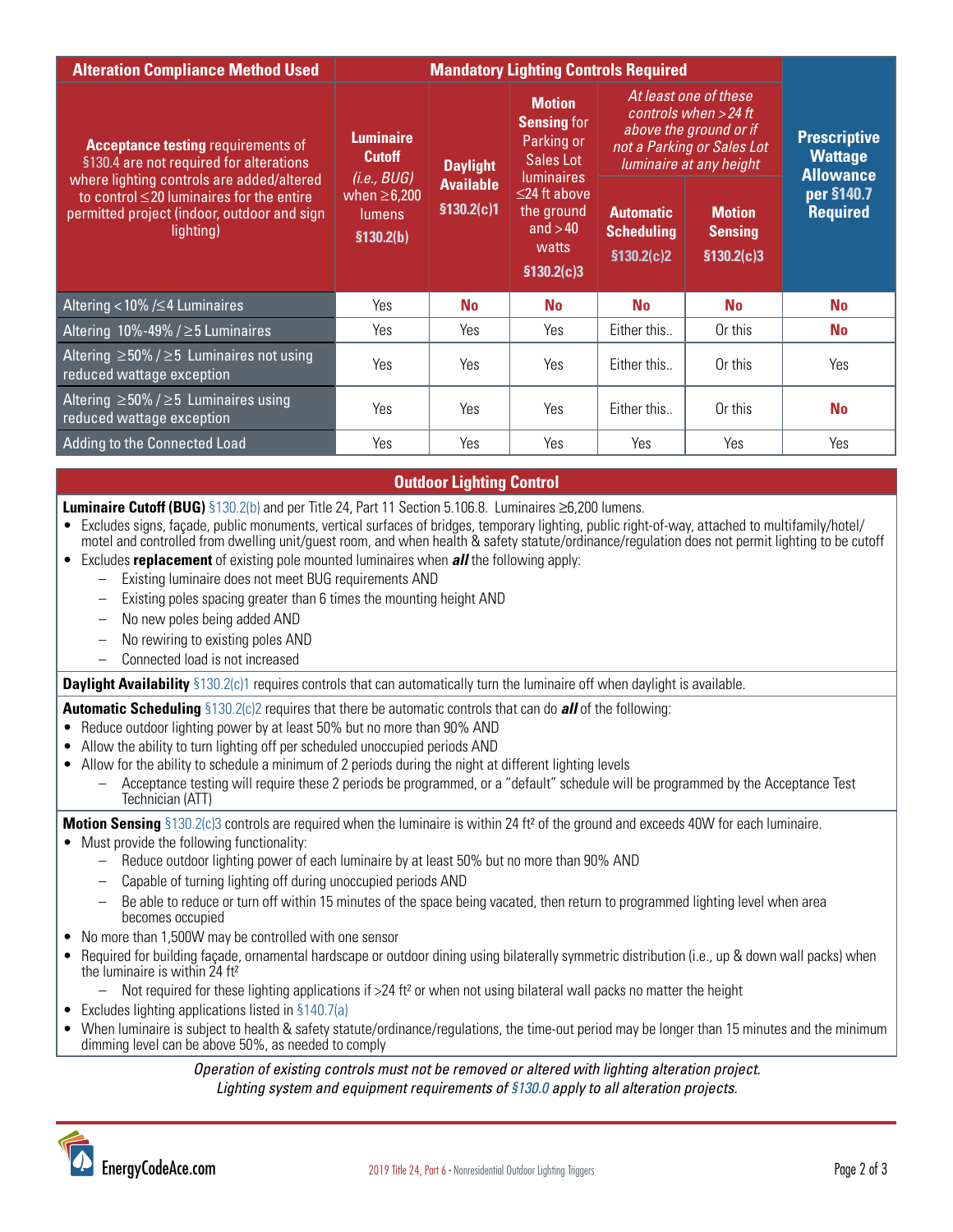| Alteration Compliance Method Used | Mandatory Lighting Controls Required | | | | | Prescriptive Wattage Allowance per §140.7 Required |
|---|---|---|---|---|---|---|
| **Acceptance testing** requirements of §130.4 are not required for alterations where lighting controls are added/altered to control ≤20 luminaires for the entire permitted project (indoor, outdoor and sign lighting) | **Luminaire Cutoff** *(i.e., BUG)* when ≥6,200 lumens **§130.2(b)** | **Daylight Available** **§130.2(c)1** | **Motion Sensing** for Parking or Sales Lot luminaires ≤24 ft above the ground and >40 watts **§130.2(c)3** | *At least one of these controls when >24 ft above the ground or if not a Parking or Sales Lot luminaire at any height* **Automatic Scheduling** **§130.2(c)2** | **Motion Sensing** **§130.2(c)3** | |
| Altering <10% /≤4 Luminaires | Yes | **No** | **No** | **No** | **No** | **No** |
| Altering 10%-49% / ≥5 Luminaires | Yes | Yes | Yes | Either this.. | Or this | **No** |
| Altering ≥50% / ≥5 Luminaires not using reduced wattage exception | Yes | Yes | Yes | Either this.. | Or this | Yes |
| Altering ≥50% / ≥5 Luminaires using reduced wattage exception | Yes | Yes | Yes | Either this.. | Or this | **No** |
| Adding to the Connected Load | Yes | Yes | Yes | Yes | Yes | Yes |

## Outdoor Lighting Control

**Luminaire Cutoff (BUG)** §130.2(b) and per Title 24, Part 11 Section 5.106.8. Luminaires ≥6,200 lumens.

- Excludes signs, façade, public monuments, vertical surfaces of bridges, temporary lighting, public right-of-way, attached to multifamily/hotel/motel and controlled from dwelling unit/guest room, and when health & safety statute/ordinance/regulation does not permit lighting to be cutoff
- Excludes **replacement** of existing pole mounted luminaires when ***all*** the following apply:
  - Existing luminaire does not meet BUG requirements AND
  - Existing poles spacing greater than 6 times the mounting height AND
  - No new poles being added AND
  - No rewiring to existing poles AND
  - Connected load is not increased

**Daylight Availability** §130.2(c)1 requires controls that can automatically turn the luminaire off when daylight is available.

**Automatic Scheduling** §130.2(c)2 requires that there be automatic controls that can do ***all*** of the following:

- Reduce outdoor lighting power by at least 50% but no more than 90% AND
- Allow the ability to turn lighting off per scheduled unoccupied periods AND
- Allow for the ability to schedule a minimum of 2 periods during the night at different lighting levels
  - Acceptance testing will require these 2 periods be programmed, or a "default" schedule will be programmed by the Acceptance Test Technician (ATT)

**Motion Sensing** §130.2(c)3 controls are required when the luminaire is within 24 ft² of the ground and exceeds 40W for each luminaire.

- Must provide the following functionality:
  - Reduce outdoor lighting power of each luminaire by at least 50% but no more than 90% AND
  - Capable of turning lighting off during unoccupied periods AND
  - Be able to reduce or turn off within 15 minutes of the space being vacated, then return to programmed lighting level when area becomes occupied
- No more than 1,500W may be controlled with one sensor
- Required for building façade, ornamental hardscape or outdoor dining using bilaterally symmetric distribution (i.e., up & down wall packs) when the luminaire is within 24 ft²
  - Not required for these lighting applications if >24 ft² or when not using bilateral wall packs no matter the height
- Excludes lighting applications listed in §140.7(a)
- When luminaire is subject to health & safety statute/ordinance/regulations, the time-out period may be longer than 15 minutes and the minimum dimming level can be above 50%, as needed to comply

*Operation of existing controls must not be removed or altered with lighting alteration project.*
*Lighting system and equipment requirements of §130.0 apply to all alteration projects.*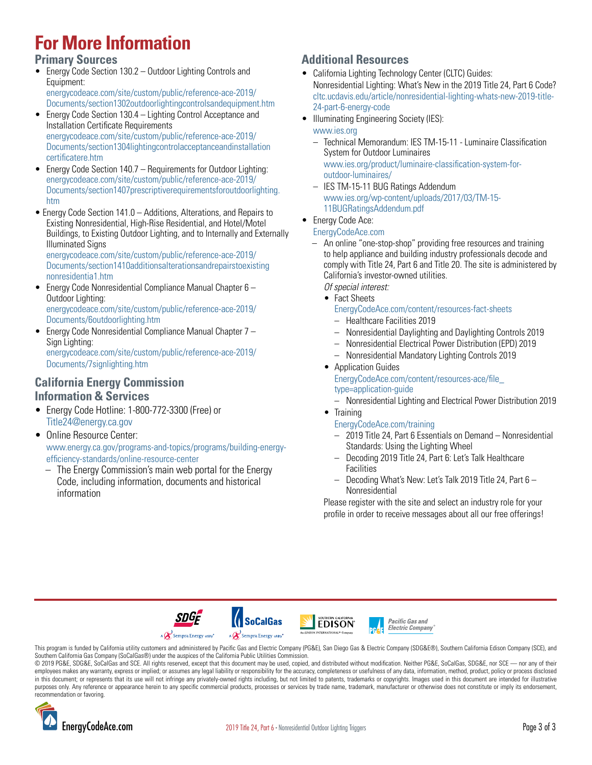# For More Information

## Primary Sources

- Energy Code Section 130.2 – Outdoor Lighting Controls and Equipment:
  energycodeace.com/site/custom/public/reference-ace-2019/Documents/section1302outdoorlightingcontrolsandequipment.htm
- Energy Code Section 130.4 – Lighting Control Acceptance and Installation Certificate Requirements
  energycodeace.com/site/custom/public/reference-ace-2019/Documents/section1304lightingcontrolacceptanceandinstallationcertificatere.htm
- Energy Code Section 140.7 – Requirements for Outdoor Lighting:
  energycodeace.com/site/custom/public/reference-ace-2019/Documents/section1407prescriptiverequirementsforoutdoorlighting.htm
- Energy Code Section 141.0 – Additions, Alterations, and Repairs to Existing Nonresidential, High-Rise Residential, and Hotel/Motel Buildings, to Existing Outdoor Lighting, and to Internally and Externally Illuminated Signs
  energycodeace.com/site/custom/public/reference-ace-2019/Documents/section1410additionsalterationsandrepairstoexistingnonresidentia1.htm
- Energy Code Nonresidential Compliance Manual Chapter 6 – Outdoor Lighting:
  energycodeace.com/site/custom/public/reference-ace-2019/Documents/6outdoorlighting.htm
- Energy Code Nonresidential Compliance Manual Chapter 7 – Sign Lighting:
  energycodeace.com/site/custom/public/reference-ace-2019/Documents/7signlighting.htm

## California Energy Commission Information & Services

- Energy Code Hotline: 1-800-772-3300 (Free) or Title24@energy.ca.gov
- Online Resource Center:
  www.energy.ca.gov/programs-and-topics/programs/building-energy-efficiency-standards/online-resource-center
  - The Energy Commission's main web portal for the Energy Code, including information, documents and historical information

## Additional Resources

- California Lighting Technology Center (CLTC) Guides:
  Nonresidential Lighting: What's New in the 2019 Title 24, Part 6 Code?
  cltc.ucdavis.edu/article/nonresidential-lighting-whats-new-2019-title-24-part-6-energy-code
- Illuminating Engineering Society (IES):
  www.ies.org
  - Technical Memorandum: IES TM-15-11 - Luminaire Classification System for Outdoor Luminaires
    www.ies.org/product/luminaire-classification-system-for-outdoor-luminaires/
  - IES TM-15-11 BUG Ratings Addendum
    www.ies.org/wp-content/uploads/2017/03/TM-15-11BUGRatingsAddendum.pdf
- Energy Code Ace:
  EnergyCodeAce.com
  - An online "one-stop-shop" providing free resources and training to help appliance and building industry professionals decode and comply with Title 24, Part 6 and Title 20. The site is administered by California's investor-owned utilities.

    *Of special interest:*
    - Fact Sheets
      EnergyCodeAce.com/content/resources-fact-sheets
      - Healthcare Facilities 2019
      - Nonresidential Daylighting and Daylighting Controls 2019
      - Nonresidential Electrical Power Distribution (EPD) 2019
      - Nonresidential Mandatory Lighting Controls 2019
    - Application Guides
      EnergyCodeAce.com/content/resources-ace/file_type=application-guide
      - Nonresidential Lighting and Electrical Power Distribution 2019
    - Training
      EnergyCodeAce.com/training
      - 2019 Title 24, Part 6 Essentials on Demand – Nonresidential Standards: Using the Lighting Wheel
      - Decoding 2019 Title 24, Part 6: Let's Talk Healthcare Facilities
      - Decoding What's New: Let's Talk 2019 Title 24, Part 6 – Nonresidential

    Please register with the site and select an industry role for your profile in order to receive messages about all our free offerings!

SDGE A Sempra Energy utility | SoCalGas A Sempra Energy utility | Southern California Edison An Edison International Company | Pacific Gas and Electric Company

This program is funded by California utility customers and administered by Pacific Gas and Electric Company (PG&E), San Diego Gas & Electric Company (SDG&E®), Southern California Edison Company (SCE), and Southern California Gas Company (SoCalGas®) under the auspices of the California Public Utilities Commission.

© 2019 PG&E, SDG&E, SoCalGas and SCE. All rights reserved, except that this document may be used, copied, and distributed without modification. Neither PG&E, SoCalGas, SDG&E, nor SCE — nor any of their employees makes any warranty, express or implied; or assumes any legal liability or responsibility for the accuracy, completeness or usefulness of any data, information, method, product, policy or process disclosed in this document; or represents that its use will not infringe any privately-owned rights including, but not limited to, patents, trademarks or copyrights. Images used in this document are intended for illustrative purposes only. Any reference or appearance herein to any specific commercial products, processes or services by trade name, trademark, manufacturer or otherwise does not constitute or imply its endorsement, recommendation or favoring.